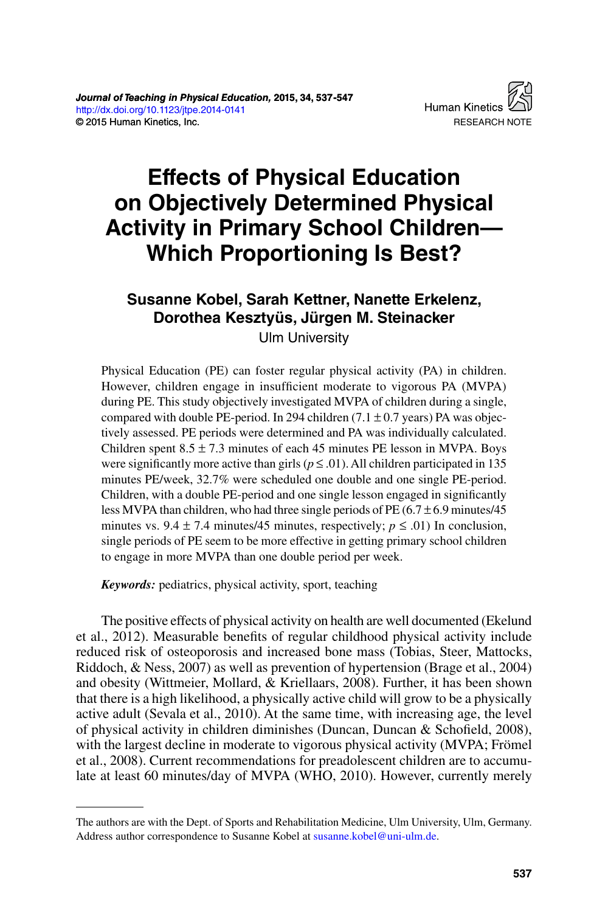RESEARCH NOTE

# Effects of Physical Education on Objectively Determined Physical Activity in Primary School Children—Which Proportioning Is Best?

**Susanne Kobel, Sarah Kettner, Nanette Erkelenz, Dorothea Kesztyüs, Jürgen M. Steinacker**
Ulm University

Physical Education (PE) can foster regular physical activity (PA) in children. However, children engage in insufficient moderate to vigorous PA (MVPA) during PE. This study objectively investigated MVPA of children during a single, compared with double PE-period. In 294 children ($7.1 \pm 0.7$ years) PA was objectively assessed. PE periods were determined and PA was individually calculated. Children spent $8.5 \pm 7.3$ minutes of each 45 minutes PE lesson in MVPA. Boys were significantly more active than girls ($p \leq .01$). All children participated in 135 minutes PE/week, 32.7% were scheduled one double and one single PE-period. Children, with a double PE-period and one single lesson engaged in significantly less MVPA than children, who had three single periods of PE ($6.7 \pm 6.9$ minutes/45 minutes vs. $9.4 \pm 7.4$ minutes/45 minutes, respectively; $p \leq .01$) In conclusion, single periods of PE seem to be more effective in getting primary school children to engage in more MVPA than one double period per week.

***Keywords:*** pediatrics, physical activity, sport, teaching

The positive effects of physical activity on health are well documented (Ekelund et al., 2012). Measurable benefits of regular childhood physical activity include reduced risk of osteoporosis and increased bone mass (Tobias, Steer, Mattocks, Riddoch, & Ness, 2007) as well as prevention of hypertension (Brage et al., 2004) and obesity (Wittmeier, Mollard, & Kriellaars, 2008). Further, it has been shown that there is a high likelihood, a physically active child will grow to be a physically active adult (Sevala et al., 2010). At the same time, with increasing age, the level of physical activity in children diminishes (Duncan, Duncan & Schofield, 2008), with the largest decline in moderate to vigorous physical activity (MVPA; Frömel et al., 2008). Current recommendations for preadolescent children are to accumulate at least 60 minutes/day of MVPA (WHO, 2010). However, currently merely

---

The authors are with the Dept. of Sports and Rehabilitation Medicine, Ulm University, Ulm, Germany. Address author correspondence to Susanne Kobel at susanne.kobel@uni-ulm.de.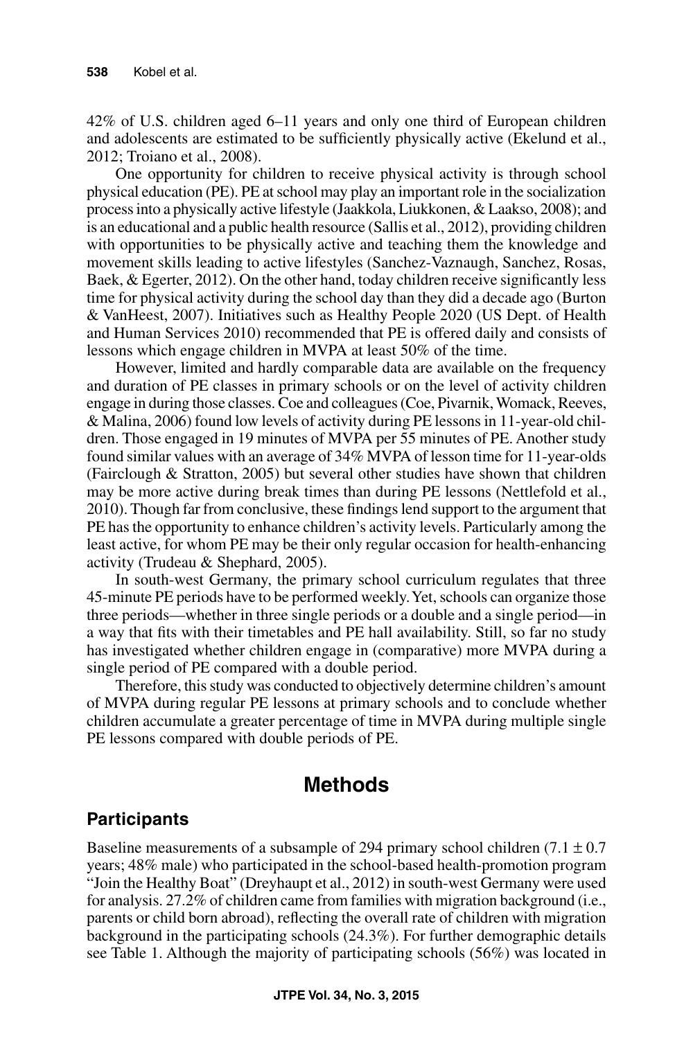42% of U.S. children aged 6–11 years and only one third of European children and adolescents are estimated to be sufficiently physically active (Ekelund et al., 2012; Troiano et al., 2008).

One opportunity for children to receive physical activity is through school physical education (PE). PE at school may play an important role in the socialization process into a physically active lifestyle (Jaakkola, Liukkonen, & Laakso, 2008); and is an educational and a public health resource (Sallis et al., 2012), providing children with opportunities to be physically active and teaching them the knowledge and movement skills leading to active lifestyles (Sanchez-Vaznaugh, Sanchez, Rosas, Baek, & Egerter, 2012). On the other hand, today children receive significantly less time for physical activity during the school day than they did a decade ago (Burton & VanHeest, 2007). Initiatives such as Healthy People 2020 (US Dept. of Health and Human Services 2010) recommended that PE is offered daily and consists of lessons which engage children in MVPA at least 50% of the time.

However, limited and hardly comparable data are available on the frequency and duration of PE classes in primary schools or on the level of activity children engage in during those classes. Coe and colleagues (Coe, Pivarnik, Womack, Reeves, & Malina, 2006) found low levels of activity during PE lessons in 11-year-old children. Those engaged in 19 minutes of MVPA per 55 minutes of PE. Another study found similar values with an average of 34% MVPA of lesson time for 11-year-olds (Fairclough & Stratton, 2005) but several other studies have shown that children may be more active during break times than during PE lessons (Nettlefold et al., 2010). Though far from conclusive, these findings lend support to the argument that PE has the opportunity to enhance children's activity levels. Particularly among the least active, for whom PE may be their only regular occasion for health-enhancing activity (Trudeau & Shephard, 2005).

In south-west Germany, the primary school curriculum regulates that three 45-minute PE periods have to be performed weekly. Yet, schools can organize those three periods—whether in three single periods or a double and a single period—in a way that fits with their timetables and PE hall availability. Still, so far no study has investigated whether children engage in (comparative) more MVPA during a single period of PE compared with a double period.

Therefore, this study was conducted to objectively determine children's amount of MVPA during regular PE lessons at primary schools and to conclude whether children accumulate a greater percentage of time in MVPA during multiple single PE lessons compared with double periods of PE.

# Methods

## Participants

Baseline measurements of a subsample of 294 primary school children ($7.1 \pm 0.7$ years; 48% male) who participated in the school-based health-promotion program "Join the Healthy Boat" (Dreyhaupt et al., 2012) in south-west Germany were used for analysis. 27.2% of children came from families with migration background (i.e., parents or child born abroad), reflecting the overall rate of children with migration background in the participating schools (24.3%). For further demographic details see Table 1. Although the majority of participating schools (56%) was located in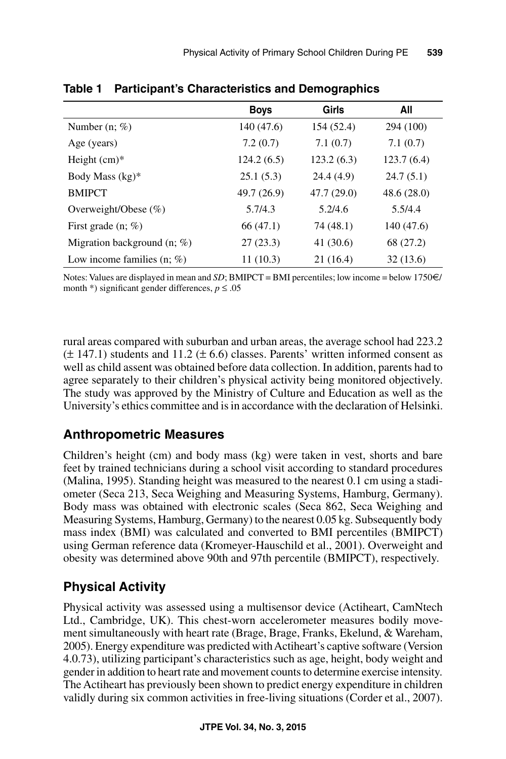**Table 1 Participant's Characteristics and Demographics**

| | Boys | Girls | All |
|---|---|---|---|
| Number (n; %) | 140 (47.6) | 154 (52.4) | 294 (100) |
| Age (years) | 7.2 (0.7) | 7.1 (0.7) | 7.1 (0.7) |
| Height (cm)* | 124.2 (6.5) | 123.2 (6.3) | 123.7 (6.4) |
| Body Mass (kg)* | 25.1 (5.3) | 24.4 (4.9) | 24.7 (5.1) |
| BMIPCT | 49.7 (26.9) | 47.7 (29.0) | 48.6 (28.0) |
| Overweight/Obese (%) | 5.7/4.3 | 5.2/4.6 | 5.5/4.4 |
| First grade (n; %) | 66 (47.1) | 74 (48.1) | 140 (47.6) |
| Migration background (n; %) | 27 (23.3) | 41 (30.6) | 68 (27.2) |
| Low income families (n; %) | 11 (10.3) | 21 (16.4) | 32 (13.6) |

Notes: Values are displayed in mean and *SD*; BMIPCT = BMI percentiles; low income = below 1750€/month *) significant gender differences, $p \leq .05$

rural areas compared with suburban and urban areas, the average school had 223.2 (± 147.1) students and 11.2 (± 6.6) classes. Parents' written informed consent as well as child assent was obtained before data collection. In addition, parents had to agree separately to their children's physical activity being monitored objectively. The study was approved by the Ministry of Culture and Education as well as the University's ethics committee and is in accordance with the declaration of Helsinki.

## Anthropometric Measures

Children's height (cm) and body mass (kg) were taken in vest, shorts and bare feet by trained technicians during a school visit according to standard procedures (Malina, 1995). Standing height was measured to the nearest 0.1 cm using a stadiometer (Seca 213, Seca Weighing and Measuring Systems, Hamburg, Germany). Body mass was obtained with electronic scales (Seca 862, Seca Weighing and Measuring Systems, Hamburg, Germany) to the nearest 0.05 kg. Subsequently body mass index (BMI) was calculated and converted to BMI percentiles (BMIPCT) using German reference data (Kromeyer-Hauschild et al., 2001). Overweight and obesity was determined above 90th and 97th percentile (BMIPCT), respectively.

## Physical Activity

Physical activity was assessed using a multisensor device (Actiheart, CamNtech Ltd., Cambridge, UK). This chest-worn accelerometer measures bodily movement simultaneously with heart rate (Brage, Brage, Franks, Ekelund, & Wareham, 2005). Energy expenditure was predicted with Actiheart's captive software (Version 4.0.73), utilizing participant's characteristics such as age, height, body weight and gender in addition to heart rate and movement counts to determine exercise intensity. The Actiheart has previously been shown to predict energy expenditure in children validly during six common activities in free-living situations (Corder et al., 2007).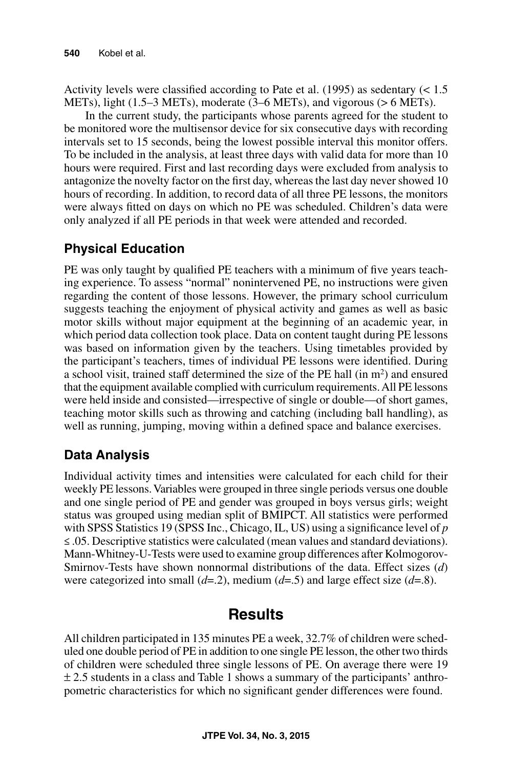Activity levels were classified according to Pate et al. (1995) as sedentary (< 1.5 METs), light (1.5–3 METs), moderate (3–6 METs), and vigorous (> 6 METs).

In the current study, the participants whose parents agreed for the student to be monitored wore the multisensor device for six consecutive days with recording intervals set to 15 seconds, being the lowest possible interval this monitor offers. To be included in the analysis, at least three days with valid data for more than 10 hours were required. First and last recording days were excluded from analysis to antagonize the novelty factor on the first day, whereas the last day never showed 10 hours of recording. In addition, to record data of all three PE lessons, the monitors were always fitted on days on which no PE was scheduled. Children's data were only analyzed if all PE periods in that week were attended and recorded.

## Physical Education

PE was only taught by qualified PE teachers with a minimum of five years teaching experience. To assess "normal" nonintervened PE, no instructions were given regarding the content of those lessons. However, the primary school curriculum suggests teaching the enjoyment of physical activity and games as well as basic motor skills without major equipment at the beginning of an academic year, in which period data collection took place. Data on content taught during PE lessons was based on information given by the teachers. Using timetables provided by the participant's teachers, times of individual PE lessons were identified. During a school visit, trained staff determined the size of the PE hall (in $m^2$) and ensured that the equipment available complied with curriculum requirements. All PE lessons were held inside and consisted—irrespective of single or double—of short games, teaching motor skills such as throwing and catching (including ball handling), as well as running, jumping, moving within a defined space and balance exercises.

## Data Analysis

Individual activity times and intensities were calculated for each child for their weekly PE lessons. Variables were grouped in three single periods versus one double and one single period of PE and gender was grouped in boys versus girls; weight status was grouped using median split of BMIPCT. All statistics were performed with SPSS Statistics 19 (SPSS Inc., Chicago, IL, US) using a significance level of $p \leq .05$. Descriptive statistics were calculated (mean values and standard deviations). Mann-Whitney-U-Tests were used to examine group differences after Kolmogorov-Smirnov-Tests have shown nonnormal distributions of the data. Effect sizes ($d$) were categorized into small ($d$=.2), medium ($d$=.5) and large effect size ($d$=.8).

# Results

All children participated in 135 minutes PE a week, 32.7% of children were scheduled one double period of PE in addition to one single PE lesson, the other two thirds of children were scheduled three single lessons of PE. On average there were 19 ± 2.5 students in a class and Table 1 shows a summary of the participants' anthropometric characteristics for which no significant gender differences were found.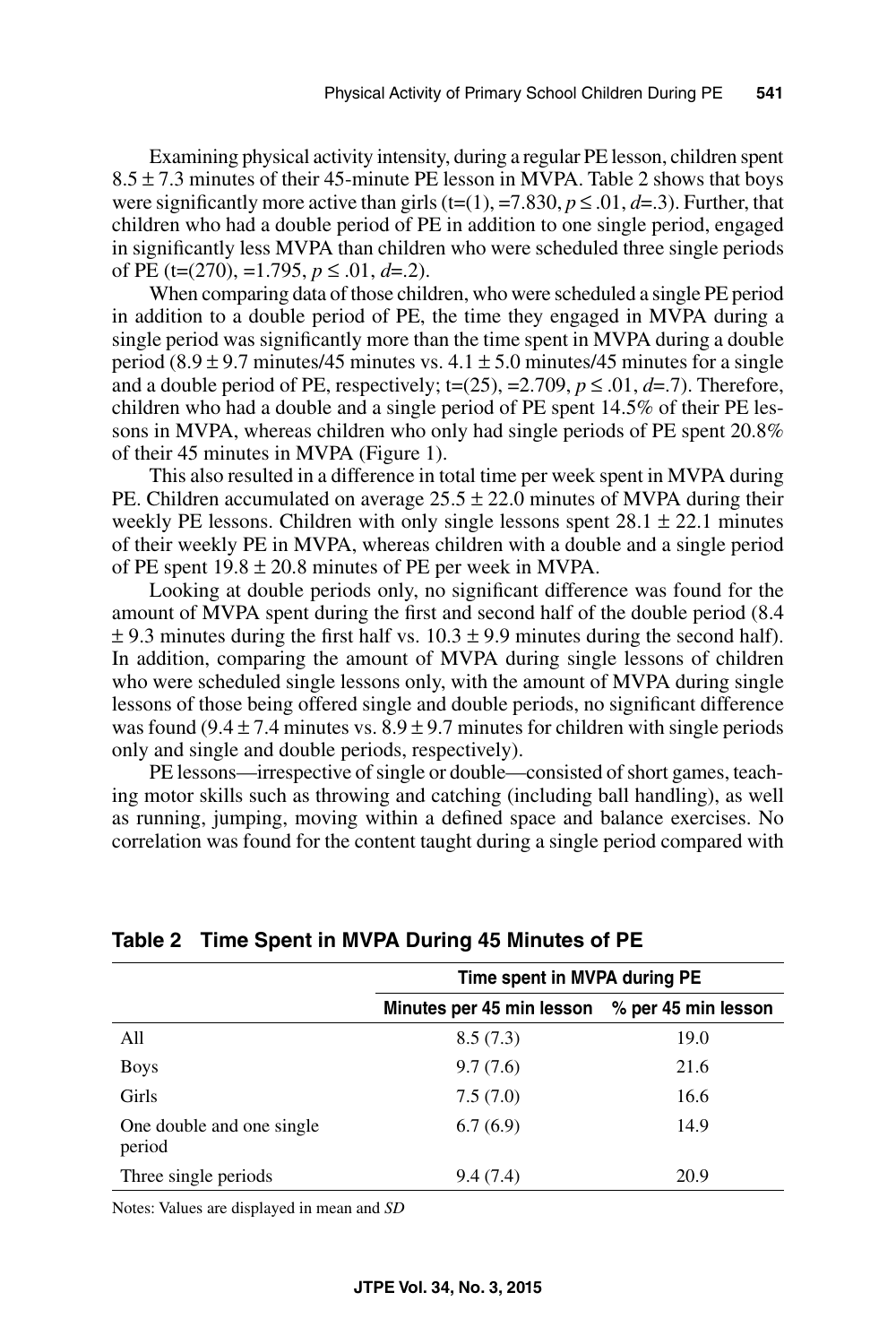Examining physical activity intensity, during a regular PE lesson, children spent $8.5 \pm 7.3$ minutes of their 45-minute PE lesson in MVPA. Table 2 shows that boys were significantly more active than girls (t=(1), =7.830, $p \leq .01$, $d$=.3). Further, that children who had a double period of PE in addition to one single period, engaged in significantly less MVPA than children who were scheduled three single periods of PE (t=(270), =1.795, $p \leq .01$, $d$=.2).

When comparing data of those children, who were scheduled a single PE period in addition to a double period of PE, the time they engaged in MVPA during a single period was significantly more than the time spent in MVPA during a double period ($8.9 \pm 9.7$ minutes/45 minutes vs. $4.1 \pm 5.0$ minutes/45 minutes for a single and a double period of PE, respectively; t=(25), =2.709, $p \leq .01$, $d$=.7). Therefore, children who had a double and a single period of PE spent 14.5% of their PE lessons in MVPA, whereas children who only had single periods of PE spent 20.8% of their 45 minutes in MVPA (Figure 1).

This also resulted in a difference in total time per week spent in MVPA during PE. Children accumulated on average $25.5 \pm 22.0$ minutes of MVPA during their weekly PE lessons. Children with only single lessons spent $28.1 \pm 22.1$ minutes of their weekly PE in MVPA, whereas children with a double and a single period of PE spent $19.8 \pm 20.8$ minutes of PE per week in MVPA.

Looking at double periods only, no significant difference was found for the amount of MVPA spent during the first and second half of the double period ($8.4 \pm 9.3$ minutes during the first half vs. $10.3 \pm 9.9$ minutes during the second half). In addition, comparing the amount of MVPA during single lessons of children who were scheduled single lessons only, with the amount of MVPA during single lessons of those being offered single and double periods, no significant difference was found ($9.4 \pm 7.4$ minutes vs. $8.9 \pm 9.7$ minutes for children with single periods only and single and double periods, respectively).

PE lessons—irrespective of single or double—consisted of short games, teaching motor skills such as throwing and catching (including ball handling), as well as running, jumping, moving within a defined space and balance exercises. No correlation was found for the content taught during a single period compared with

**Table 2 Time Spent in MVPA During 45 Minutes of PE**

| | Time spent in MVPA during PE | |
|---|---|---|
| | Minutes per 45 min lesson | % per 45 min lesson |
| All | 8.5 (7.3) | 19.0 |
| Boys | 9.7 (7.6) | 21.6 |
| Girls | 7.5 (7.0) | 16.6 |
| One double and one single period | 6.7 (6.9) | 14.9 |
| Three single periods | 9.4 (7.4) | 20.9 |

Notes: Values are displayed in mean and *SD*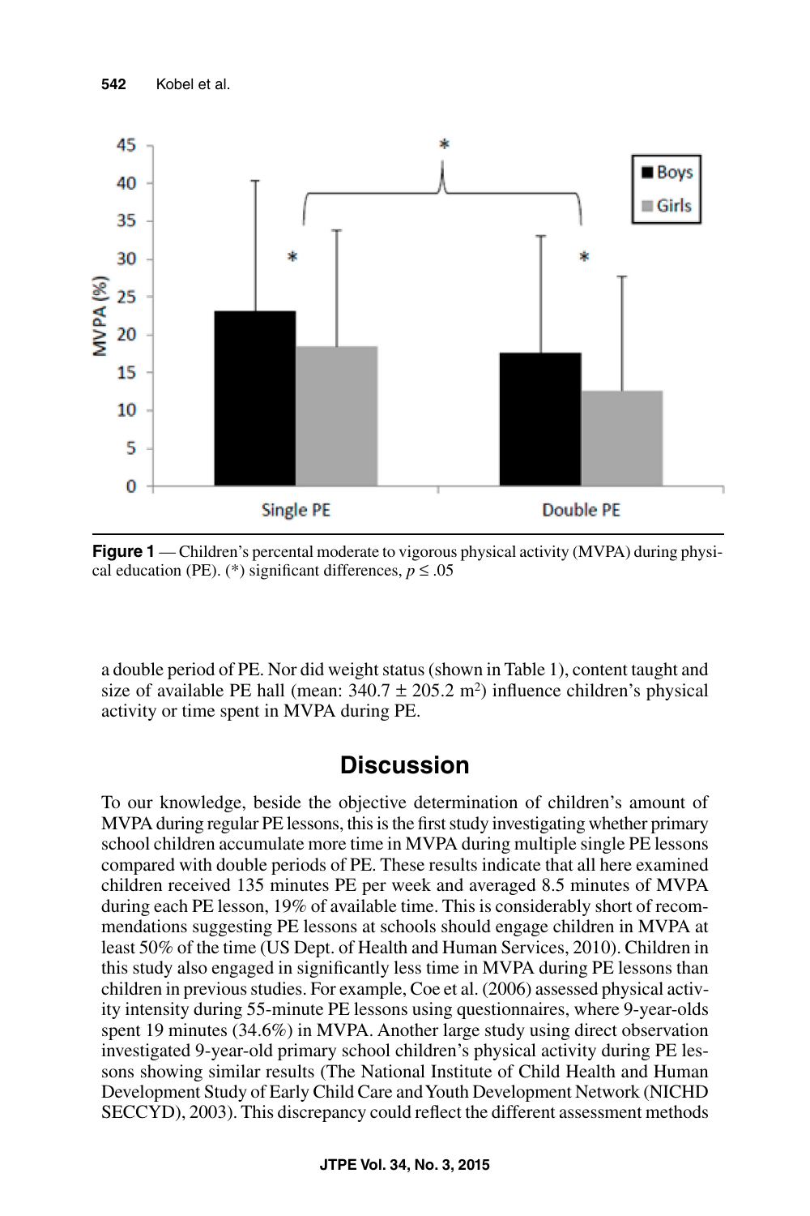**Figure 1** — Children's percental moderate to vigorous physical activity (MVPA) during physical education (PE). (*) significant differences, $p \leq .05$

a double period of PE. Nor did weight status (shown in Table 1), content taught and size of available PE hall (mean: 340.7 ± 205.2 m$^2$) influence children's physical activity or time spent in MVPA during PE.

## Discussion

To our knowledge, beside the objective determination of children's amount of MVPA during regular PE lessons, this is the first study investigating whether primary school children accumulate more time in MVPA during multiple single PE lessons compared with double periods of PE. These results indicate that all here examined children received 135 minutes PE per week and averaged 8.5 minutes of MVPA during each PE lesson, 19% of available time. This is considerably short of recommendations suggesting PE lessons at schools should engage children in MVPA at least 50% of the time (US Dept. of Health and Human Services, 2010). Children in this study also engaged in significantly less time in MVPA during PE lessons than children in previous studies. For example, Coe et al. (2006) assessed physical activity intensity during 55-minute PE lessons using questionnaires, where 9-year-olds spent 19 minutes (34.6%) in MVPA. Another large study using direct observation investigated 9-year-old primary school children's physical activity during PE lessons showing similar results (The National Institute of Child Health and Human Development Study of Early Child Care and Youth Development Network (NICHD SECCYD), 2003). This discrepancy could reflect the different assessment methods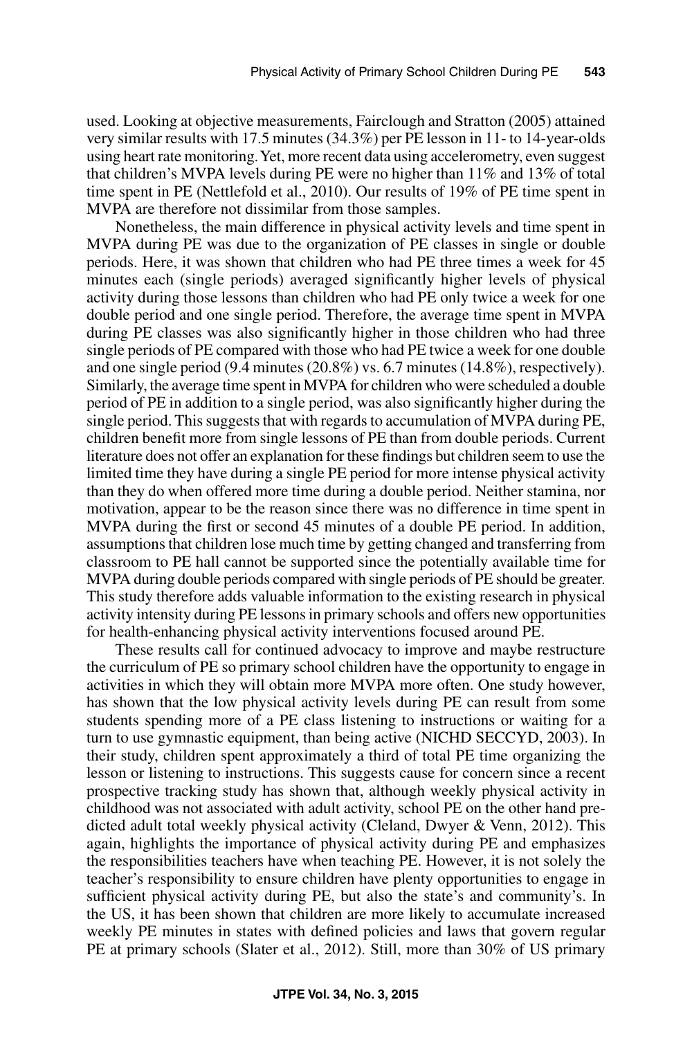used. Looking at objective measurements, Fairclough and Stratton (2005) attained very similar results with 17.5 minutes (34.3%) per PE lesson in 11- to 14-year-olds using heart rate monitoring. Yet, more recent data using accelerometry, even suggest that children's MVPA levels during PE were no higher than 11% and 13% of total time spent in PE (Nettlefold et al., 2010). Our results of 19% of PE time spent in MVPA are therefore not dissimilar from those samples.

Nonetheless, the main difference in physical activity levels and time spent in MVPA during PE was due to the organization of PE classes in single or double periods. Here, it was shown that children who had PE three times a week for 45 minutes each (single periods) averaged significantly higher levels of physical activity during those lessons than children who had PE only twice a week for one double period and one single period. Therefore, the average time spent in MVPA during PE classes was also significantly higher in those children who had three single periods of PE compared with those who had PE twice a week for one double and one single period (9.4 minutes (20.8%) vs. 6.7 minutes (14.8%), respectively). Similarly, the average time spent in MVPA for children who were scheduled a double period of PE in addition to a single period, was also significantly higher during the single period. This suggests that with regards to accumulation of MVPA during PE, children benefit more from single lessons of PE than from double periods. Current literature does not offer an explanation for these findings but children seem to use the limited time they have during a single PE period for more intense physical activity than they do when offered more time during a double period. Neither stamina, nor motivation, appear to be the reason since there was no difference in time spent in MVPA during the first or second 45 minutes of a double PE period. In addition, assumptions that children lose much time by getting changed and transferring from classroom to PE hall cannot be supported since the potentially available time for MVPA during double periods compared with single periods of PE should be greater. This study therefore adds valuable information to the existing research in physical activity intensity during PE lessons in primary schools and offers new opportunities for health-enhancing physical activity interventions focused around PE.

These results call for continued advocacy to improve and maybe restructure the curriculum of PE so primary school children have the opportunity to engage in activities in which they will obtain more MVPA more often. One study however, has shown that the low physical activity levels during PE can result from some students spending more of a PE class listening to instructions or waiting for a turn to use gymnastic equipment, than being active (NICHD SECCYD, 2003). In their study, children spent approximately a third of total PE time organizing the lesson or listening to instructions. This suggests cause for concern since a recent prospective tracking study has shown that, although weekly physical activity in childhood was not associated with adult activity, school PE on the other hand predicted adult total weekly physical activity (Cleland, Dwyer & Venn, 2012). This again, highlights the importance of physical activity during PE and emphasizes the responsibilities teachers have when teaching PE. However, it is not solely the teacher's responsibility to ensure children have plenty opportunities to engage in sufficient physical activity during PE, but also the state's and community's. In the US, it has been shown that children are more likely to accumulate increased weekly PE minutes in states with defined policies and laws that govern regular PE at primary schools (Slater et al., 2012). Still, more than 30% of US primary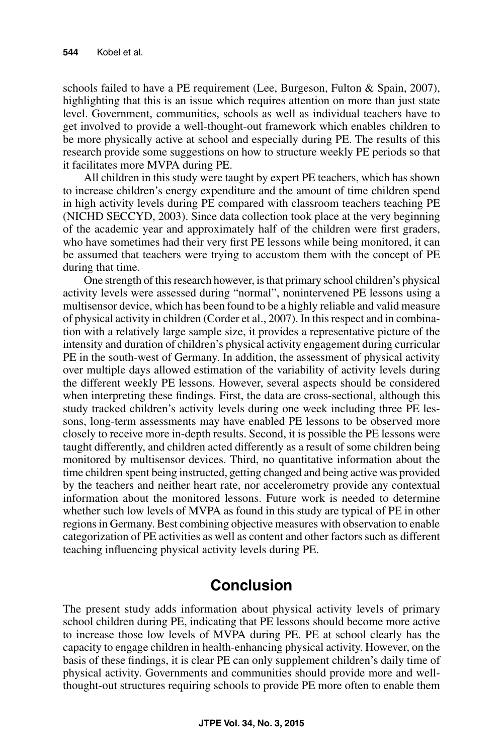schools failed to have a PE requirement (Lee, Burgeson, Fulton & Spain, 2007), highlighting that this is an issue which requires attention on more than just state level. Government, communities, schools as well as individual teachers have to get involved to provide a well-thought-out framework which enables children to be more physically active at school and especially during PE. The results of this research provide some suggestions on how to structure weekly PE periods so that it facilitates more MVPA during PE.

All children in this study were taught by expert PE teachers, which has shown to increase children's energy expenditure and the amount of time children spend in high activity levels during PE compared with classroom teachers teaching PE (NICHD SECCYD, 2003). Since data collection took place at the very beginning of the academic year and approximately half of the children were first graders, who have sometimes had their very first PE lessons while being monitored, it can be assumed that teachers were trying to accustom them with the concept of PE during that time.

One strength of this research however, is that primary school children's physical activity levels were assessed during "normal", nonintervened PE lessons using a multisensor device, which has been found to be a highly reliable and valid measure of physical activity in children (Corder et al., 2007). In this respect and in combination with a relatively large sample size, it provides a representative picture of the intensity and duration of children's physical activity engagement during curricular PE in the south-west of Germany. In addition, the assessment of physical activity over multiple days allowed estimation of the variability of activity levels during the different weekly PE lessons. However, several aspects should be considered when interpreting these findings. First, the data are cross-sectional, although this study tracked children's activity levels during one week including three PE lessons, long-term assessments may have enabled PE lessons to be observed more closely to receive more in-depth results. Second, it is possible the PE lessons were taught differently, and children acted differently as a result of some children being monitored by multisensor devices. Third, no quantitative information about the time children spent being instructed, getting changed and being active was provided by the teachers and neither heart rate, nor accelerometry provide any contextual information about the monitored lessons. Future work is needed to determine whether such low levels of MVPA as found in this study are typical of PE in other regions in Germany. Best combining objective measures with observation to enable categorization of PE activities as well as content and other factors such as different teaching influencing physical activity levels during PE.

## Conclusion

The present study adds information about physical activity levels of primary school children during PE, indicating that PE lessons should become more active to increase those low levels of MVPA during PE. PE at school clearly has the capacity to engage children in health-enhancing physical activity. However, on the basis of these findings, it is clear PE can only supplement children's daily time of physical activity. Governments and communities should provide more and well-thought-out structures requiring schools to provide PE more often to enable them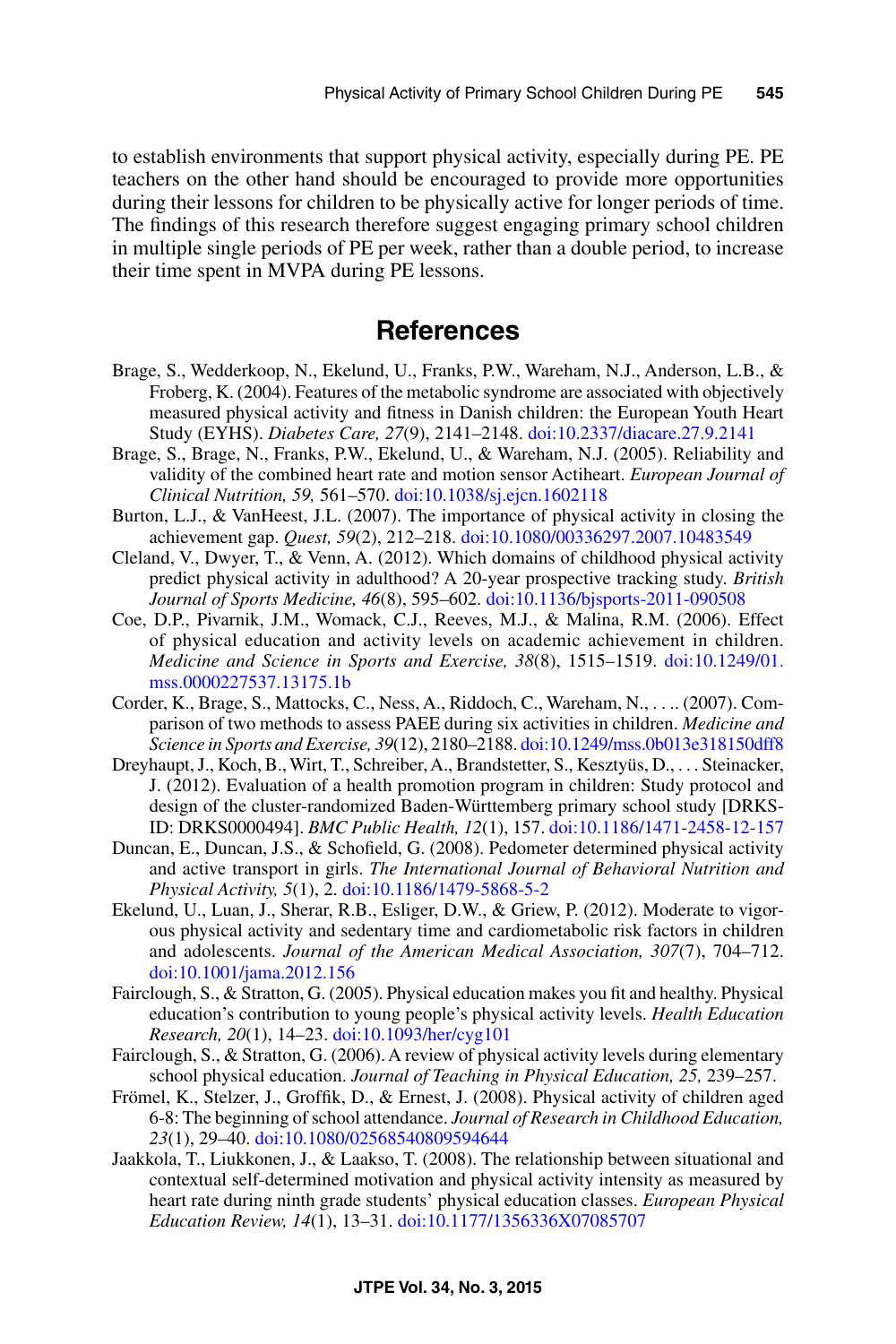to establish environments that support physical activity, especially during PE. PE teachers on the other hand should be encouraged to provide more opportunities during their lessons for children to be physically active for longer periods of time. The findings of this research therefore suggest engaging primary school children in multiple single periods of PE per week, rather than a double period, to increase their time spent in MVPA during PE lessons.

## References

Brage, S., Wedderkoop, N., Ekelund, U., Franks, P.W., Wareham, N.J., Anderson, L.B., & Froberg, K. (2004). Features of the metabolic syndrome are associated with objectively measured physical activity and fitness in Danish children: the European Youth Heart Study (EYHS). *Diabetes Care, 27*(9), 2141–2148. doi:10.2337/diacare.27.9.2141

Brage, S., Brage, N., Franks, P.W., Ekelund, U., & Wareham, N.J. (2005). Reliability and validity of the combined heart rate and motion sensor Actiheart. *European Journal of Clinical Nutrition, 59,* 561–570. doi:10.1038/sj.ejcn.1602118

Burton, L.J., & VanHeest, J.L. (2007). The importance of physical activity in closing the achievement gap. *Quest, 59*(2), 212–218. doi:10.1080/00336297.2007.10483549

Cleland, V., Dwyer, T., & Venn, A. (2012). Which domains of childhood physical activity predict physical activity in adulthood? A 20-year prospective tracking study. *British Journal of Sports Medicine, 46*(8), 595–602. doi:10.1136/bjsports-2011-090508

Coe, D.P., Pivarnik, J.M., Womack, C.J., Reeves, M.J., & Malina, R.M. (2006). Effect of physical education and activity levels on academic achievement in children. *Medicine and Science in Sports and Exercise, 38*(8), 1515–1519. doi:10.1249/01.mss.0000227537.13175.1b

Corder, K., Brage, S., Mattocks, C., Ness, A., Riddoch, C., Wareham, N., . . .. (2007). Comparison of two methods to assess PAEE during six activities in children. *Medicine and Science in Sports and Exercise, 39*(12), 2180–2188. doi:10.1249/mss.0b013e318150dff8

Dreyhaupt, J., Koch, B., Wirt, T., Schreiber, A., Brandstetter, S., Kesztyüs, D., . . . Steinacker, J. (2012). Evaluation of a health promotion program in children: Study protocol and design of the cluster-randomized Baden-Württemberg primary school study [DRKS-ID: DRKS0000494]. *BMC Public Health, 12*(1), 157. doi:10.1186/1471-2458-12-157

Duncan, E., Duncan, J.S., & Schofield, G. (2008). Pedometer determined physical activity and active transport in girls. *The International Journal of Behavioral Nutrition and Physical Activity, 5*(1), 2. doi:10.1186/1479-5868-5-2

Ekelund, U., Luan, J., Sherar, R.B., Esliger, D.W., & Griew, P. (2012). Moderate to vigorous physical activity and sedentary time and cardiometabolic risk factors in children and adolescents. *Journal of the American Medical Association, 307*(7), 704–712. doi:10.1001/jama.2012.156

Fairclough, S., & Stratton, G. (2005). Physical education makes you fit and healthy. Physical education's contribution to young people's physical activity levels. *Health Education Research, 20*(1), 14–23. doi:10.1093/her/cyg101

Fairclough, S., & Stratton, G. (2006). A review of physical activity levels during elementary school physical education. *Journal of Teaching in Physical Education, 25,* 239–257.

Frömel, K., Stelzer, J., Groffik, D., & Ernest, J. (2008). Physical activity of children aged 6-8: The beginning of school attendance. *Journal of Research in Childhood Education, 23*(1), 29–40. doi:10.1080/02568540809594644

Jaakkola, T., Liukkonen, J., & Laakso, T. (2008). The relationship between situational and contextual self-determined motivation and physical activity intensity as measured by heart rate during ninth grade students' physical education classes. *European Physical Education Review, 14*(1), 13–31. doi:10.1177/1356336X07085707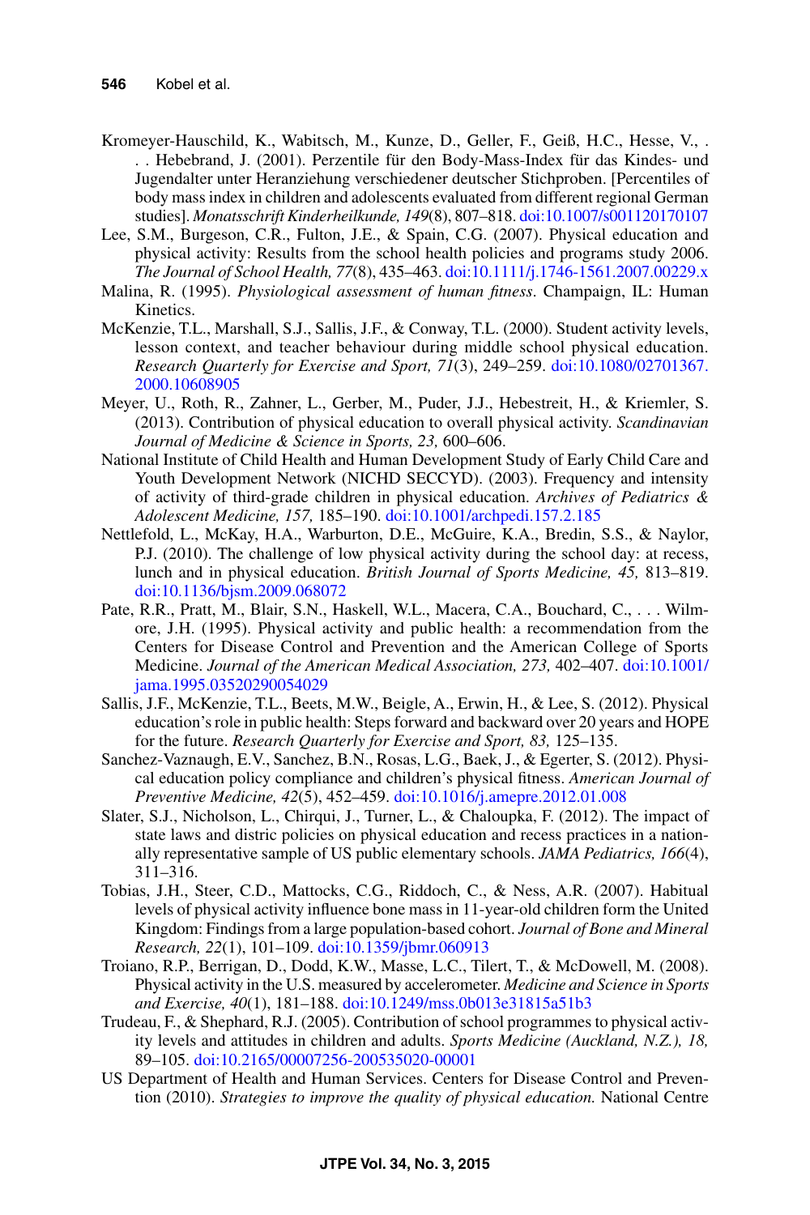Kromeyer-Hauschild, K., Wabitsch, M., Kunze, D., Geller, F., Geiß, H.C., Hesse, V., . . . Hebebrand, J. (2001). Perzentile für den Body-Mass-Index für das Kindes- und Jugendalter unter Heranziehung verschiedener deutscher Stichproben. [Percentiles of body mass index in children and adolescents evaluated from different regional German studies]. *Monatsschrift Kinderheilkunde, 149*(8), 807–818. doi:10.1007/s001120170107

Lee, S.M., Burgeson, C.R., Fulton, J.E., & Spain, C.G. (2007). Physical education and physical activity: Results from the school health policies and programs study 2006. *The Journal of School Health, 77*(8), 435–463. doi:10.1111/j.1746-1561.2007.00229.x

Malina, R. (1995). *Physiological assessment of human fitness*. Champaign, IL: Human Kinetics.

McKenzie, T.L., Marshall, S.J., Sallis, J.F., & Conway, T.L. (2000). Student activity levels, lesson context, and teacher behaviour during middle school physical education. *Research Quarterly for Exercise and Sport, 71*(3), 249–259. doi:10.1080/02701367.2000.10608905

Meyer, U., Roth, R., Zahner, L., Gerber, M., Puder, J.J., Hebestreit, H., & Kriemler, S. (2013). Contribution of physical education to overall physical activity. *Scandinavian Journal of Medicine & Science in Sports, 23,* 600–606.

National Institute of Child Health and Human Development Study of Early Child Care and Youth Development Network (NICHD SECCYD). (2003). Frequency and intensity of activity of third-grade children in physical education. *Archives of Pediatrics & Adolescent Medicine, 157,* 185–190. doi:10.1001/archpedi.157.2.185

Nettlefold, L., McKay, H.A., Warburton, D.E., McGuire, K.A., Bredin, S.S., & Naylor, P.J. (2010). The challenge of low physical activity during the school day: at recess, lunch and in physical education. *British Journal of Sports Medicine, 45,* 813–819. doi:10.1136/bjsm.2009.068072

Pate, R.R., Pratt, M., Blair, S.N., Haskell, W.L., Macera, C.A., Bouchard, C., . . . Wilmore, J.H. (1995). Physical activity and public health: a recommendation from the Centers for Disease Control and Prevention and the American College of Sports Medicine. *Journal of the American Medical Association, 273,* 402–407. doi:10.1001/jama.1995.03520290054029

Sallis, J.F., McKenzie, T.L., Beets, M.W., Beigle, A., Erwin, H., & Lee, S. (2012). Physical education's role in public health: Steps forward and backward over 20 years and HOPE for the future. *Research Quarterly for Exercise and Sport, 83,* 125–135.

Sanchez-Vaznaugh, E.V., Sanchez, B.N., Rosas, L.G., Baek, J., & Egerter, S. (2012). Physical education policy compliance and children's physical fitness. *American Journal of Preventive Medicine, 42*(5), 452–459. doi:10.1016/j.amepre.2012.01.008

Slater, S.J., Nicholson, L., Chirqui, J., Turner, L., & Chaloupka, F. (2012). The impact of state laws and distric policies on physical education and recess practices in a nationally representative sample of US public elementary schools. *JAMA Pediatrics, 166*(4), 311–316.

Tobias, J.H., Steer, C.D., Mattocks, C.G., Riddoch, C., & Ness, A.R. (2007). Habitual levels of physical activity influence bone mass in 11-year-old children form the United Kingdom: Findings from a large population-based cohort. *Journal of Bone and Mineral Research, 22*(1), 101–109. doi:10.1359/jbmr.060913

Troiano, R.P., Berrigan, D., Dodd, K.W., Masse, L.C., Tilert, T., & McDowell, M. (2008). Physical activity in the U.S. measured by accelerometer. *Medicine and Science in Sports and Exercise, 40*(1), 181–188. doi:10.1249/mss.0b013e31815a51b3

Trudeau, F., & Shephard, R.J. (2005). Contribution of school programmes to physical activity levels and attitudes in children and adults. *Sports Medicine (Auckland, N.Z.), 18,* 89–105. doi:10.2165/00007256-200535020-00001

US Department of Health and Human Services. Centers for Disease Control and Prevention (2010). *Strategies to improve the quality of physical education.* National Centre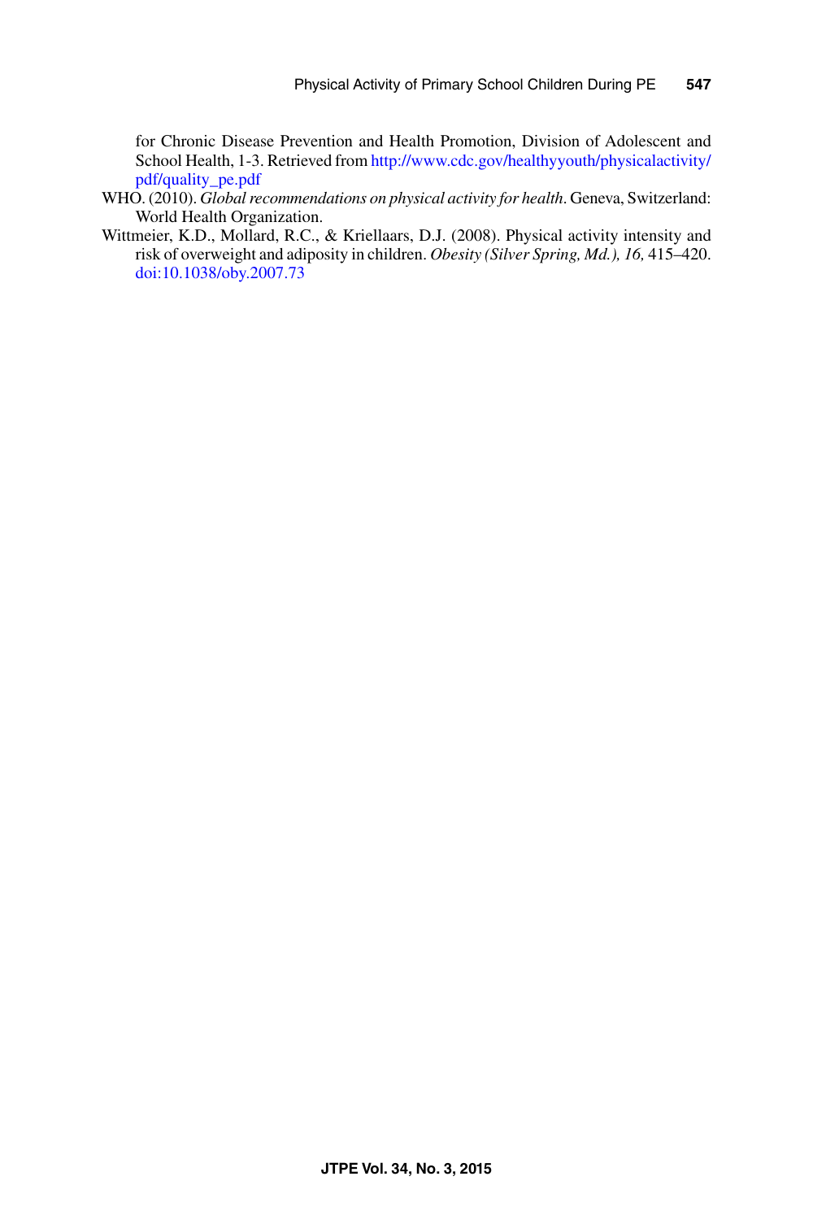for Chronic Disease Prevention and Health Promotion, Division of Adolescent and School Health, 1-3. Retrieved from http://www.cdc.gov/healthyyouth/physicalactivity/pdf/quality_pe.pdf

WHO. (2010). *Global recommendations on physical activity for health*. Geneva, Switzerland: World Health Organization.

Wittmeier, K.D., Mollard, R.C., & Kriellaars, D.J. (2008). Physical activity intensity and risk of overweight and adiposity in children. *Obesity (Silver Spring, Md.), 16,* 415–420. doi:10.1038/oby.2007.73